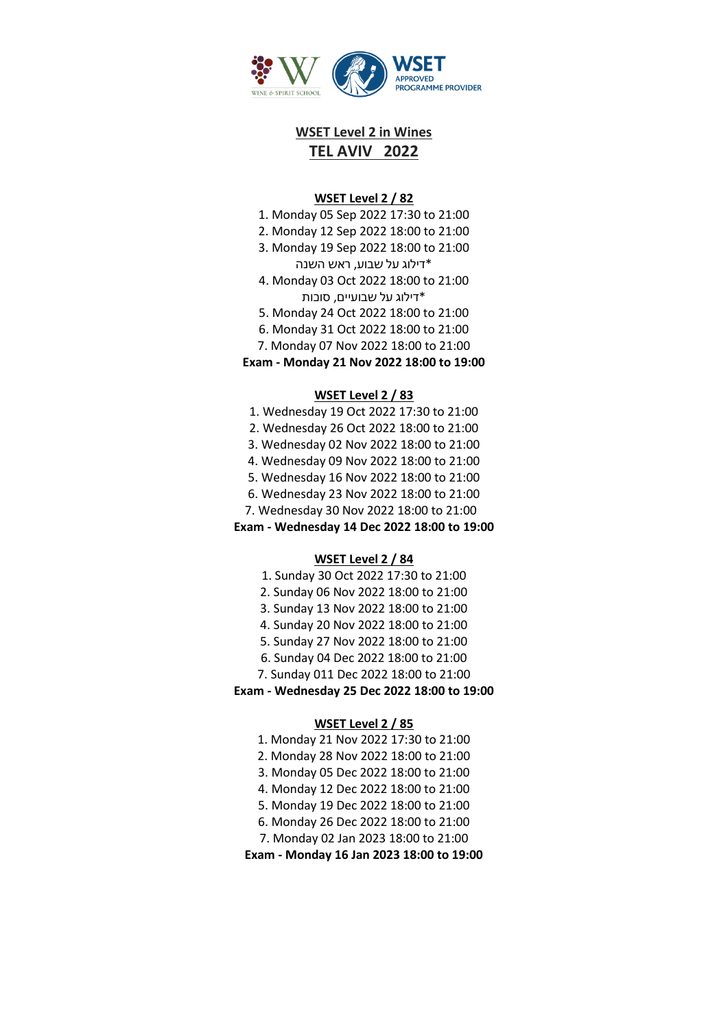# WSET Level 2 in Wines
# TEL AVIV 2022

## WSET Level 2 / 82

1. Monday 05 Sep 2022 17:30 to 21:00
2. Monday 12 Sep 2022 18:00 to 21:00
3. Monday 19 Sep 2022 18:00 to 21:00

*דילוג על שבוע, ראש השנה

4. Monday 03 Oct 2022 18:00 to 21:00

*דילוג על שבועיים, סוכות

5. Monday 24 Oct 2022 18:00 to 21:00
6. Monday 31 Oct 2022 18:00 to 21:00
7. Monday 07 Nov 2022 18:00 to 21:00

**Exam - Monday 21 Nov 2022 18:00 to 19:00**

## WSET Level 2 / 83

1. Wednesday 19 Oct 2022 17:30 to 21:00
2. Wednesday 26 Oct 2022 18:00 to 21:00
3. Wednesday 02 Nov 2022 18:00 to 21:00
4. Wednesday 09 Nov 2022 18:00 to 21:00
5. Wednesday 16 Nov 2022 18:00 to 21:00
6. Wednesday 23 Nov 2022 18:00 to 21:00
7. Wednesday 30 Nov 2022 18:00 to 21:00

**Exam - Wednesday 14 Dec 2022 18:00 to 19:00**

## WSET Level 2 / 84

1. Sunday 30 Oct 2022 17:30 to 21:00
2. Sunday 06 Nov 2022 18:00 to 21:00
3. Sunday 13 Nov 2022 18:00 to 21:00
4. Sunday 20 Nov 2022 18:00 to 21:00
5. Sunday 27 Nov 2022 18:00 to 21:00
6. Sunday 04 Dec 2022 18:00 to 21:00
7. Sunday 011 Dec 2022 18:00 to 21:00

**Exam - Wednesday 25 Dec 2022 18:00 to 19:00**

## WSET Level 2 / 85

1. Monday 21 Nov 2022 17:30 to 21:00
2. Monday 28 Nov 2022 18:00 to 21:00
3. Monday 05 Dec 2022 18:00 to 21:00
4. Monday 12 Dec 2022 18:00 to 21:00
5. Monday 19 Dec 2022 18:00 to 21:00
6. Monday 26 Dec 2022 18:00 to 21:00
7. Monday 02 Jan 2023 18:00 to 21:00

**Exam - Monday 16 Jan 2023 18:00 to 19:00**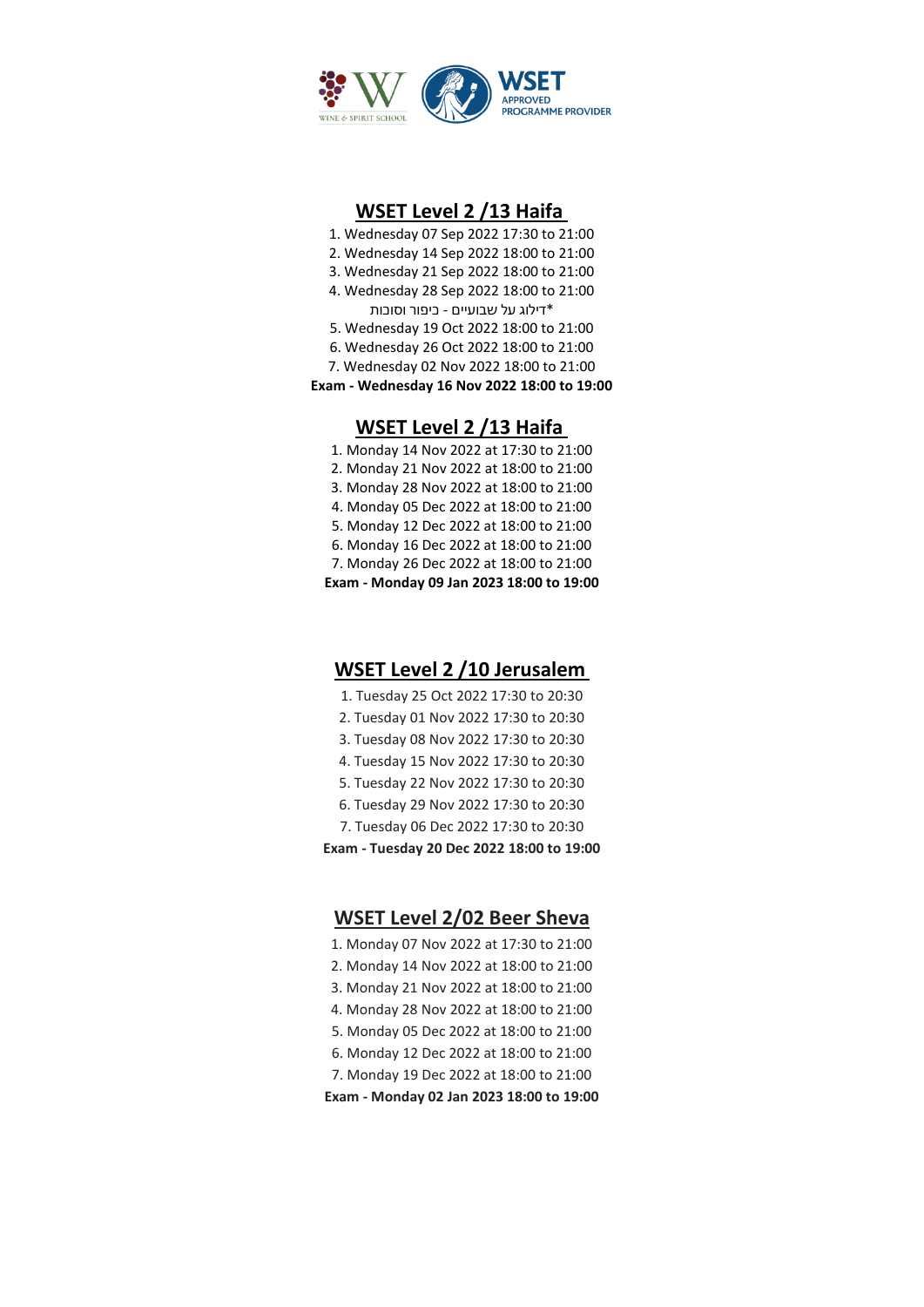## WSET Level 2 /13 Haifa

1. Wednesday 07 Sep 2022 17:30 to 21:00
2. Wednesday 14 Sep 2022 18:00 to 21:00
3. Wednesday 21 Sep 2022 18:00 to 21:00
4. Wednesday 28 Sep 2022 18:00 to 21:00

*דילוג על שבועיים - כיפור וסוכות

5. Wednesday 19 Oct 2022 18:00 to 21:00
6. Wednesday 26 Oct 2022 18:00 to 21:00
7. Wednesday 02 Nov 2022 18:00 to 21:00

**Exam - Wednesday 16 Nov 2022 18:00 to 19:00**

## WSET Level 2 /13 Haifa

1. Monday 14 Nov 2022 at 17:30 to 21:00
2. Monday 21 Nov 2022 at 18:00 to 21:00
3. Monday 28 Nov 2022 at 18:00 to 21:00
4. Monday 05 Dec 2022 at 18:00 to 21:00
5. Monday 12 Dec 2022 at 18:00 to 21:00
6. Monday 16 Dec 2022 at 18:00 to 21:00
7. Monday 26 Dec 2022 at 18:00 to 21:00

**Exam - Monday 09 Jan 2023 18:00 to 19:00**

## WSET Level 2 /10 Jerusalem

1. Tuesday 25 Oct 2022 17:30 to 20:30
2. Tuesday 01 Nov 2022 17:30 to 20:30
3. Tuesday 08 Nov 2022 17:30 to 20:30
4. Tuesday 15 Nov 2022 17:30 to 20:30
5. Tuesday 22 Nov 2022 17:30 to 20:30
6. Tuesday 29 Nov 2022 17:30 to 20:30
7. Tuesday 06 Dec 2022 17:30 to 20:30

**Exam - Tuesday 20 Dec 2022 18:00 to 19:00**

## WSET Level 2/02 Beer Sheva

1. Monday 07 Nov 2022 at 17:30 to 21:00
2. Monday 14 Nov 2022 at 18:00 to 21:00
3. Monday 21 Nov 2022 at 18:00 to 21:00
4. Monday 28 Nov 2022 at 18:00 to 21:00
5. Monday 05 Dec 2022 at 18:00 to 21:00
6. Monday 12 Dec 2022 at 18:00 to 21:00
7. Monday 19 Dec 2022 at 18:00 to 21:00

**Exam - Monday 02 Jan 2023 18:00 to 19:00**